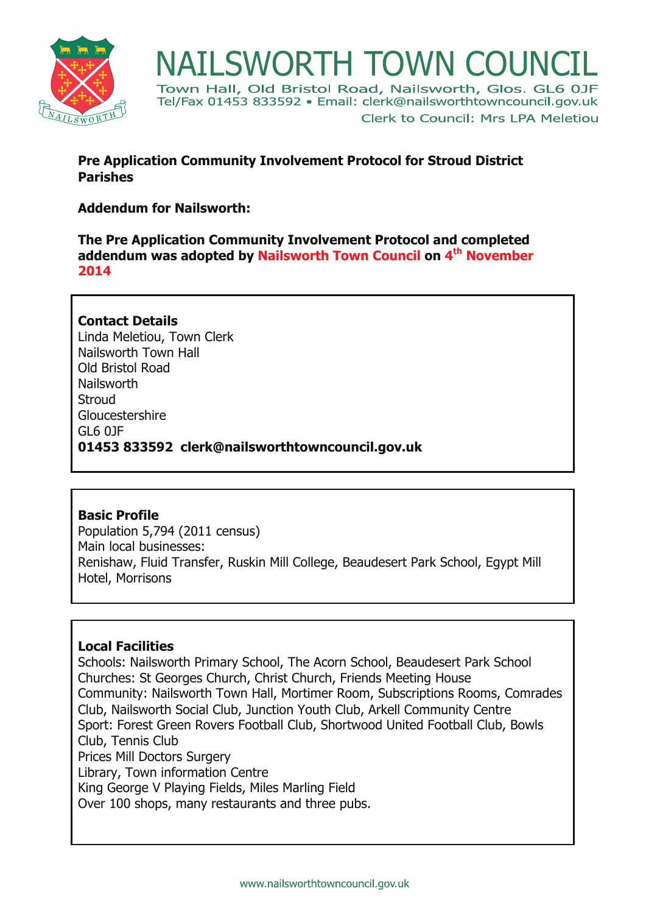# NAILSWORTH TOWN COUNCIL

Town Hall, Old Bristol Road, Nailsworth, Glos. GL6 0JF
Tel/Fax 01453 833592 • Email: clerk@nailsworthtowncouncil.gov.uk
Clerk to Council: Mrs LPA Meletiou

**Pre Application Community Involvement Protocol for Stroud District Parishes**

**Addendum for Nailsworth:**

**The Pre Application Community Involvement Protocol and completed addendum was adopted by Nailsworth Town Council on 4th November 2014**

**Contact Details**
Linda Meletiou, Town Clerk
Nailsworth Town Hall
Old Bristol Road
Nailsworth
Stroud
Gloucestershire
GL6 0JF
**01453 833592 clerk@nailsworthtowncouncil.gov.uk**

**Basic Profile**
Population 5,794 (2011 census)
Main local businesses:
Renishaw, Fluid Transfer, Ruskin Mill College, Beaudesert Park School, Egypt Mill Hotel, Morrisons

**Local Facilities**
Schools: Nailsworth Primary School, The Acorn School, Beaudesert Park School
Churches: St Georges Church, Christ Church, Friends Meeting House
Community: Nailsworth Town Hall, Mortimer Room, Subscriptions Rooms, Comrades Club, Nailsworth Social Club, Junction Youth Club, Arkell Community Centre
Sport: Forest Green Rovers Football Club, Shortwood United Football Club, Bowls Club, Tennis Club
Prices Mill Doctors Surgery
Library, Town information Centre
King George V Playing Fields, Miles Marling Field
Over 100 shops, many restaurants and three pubs.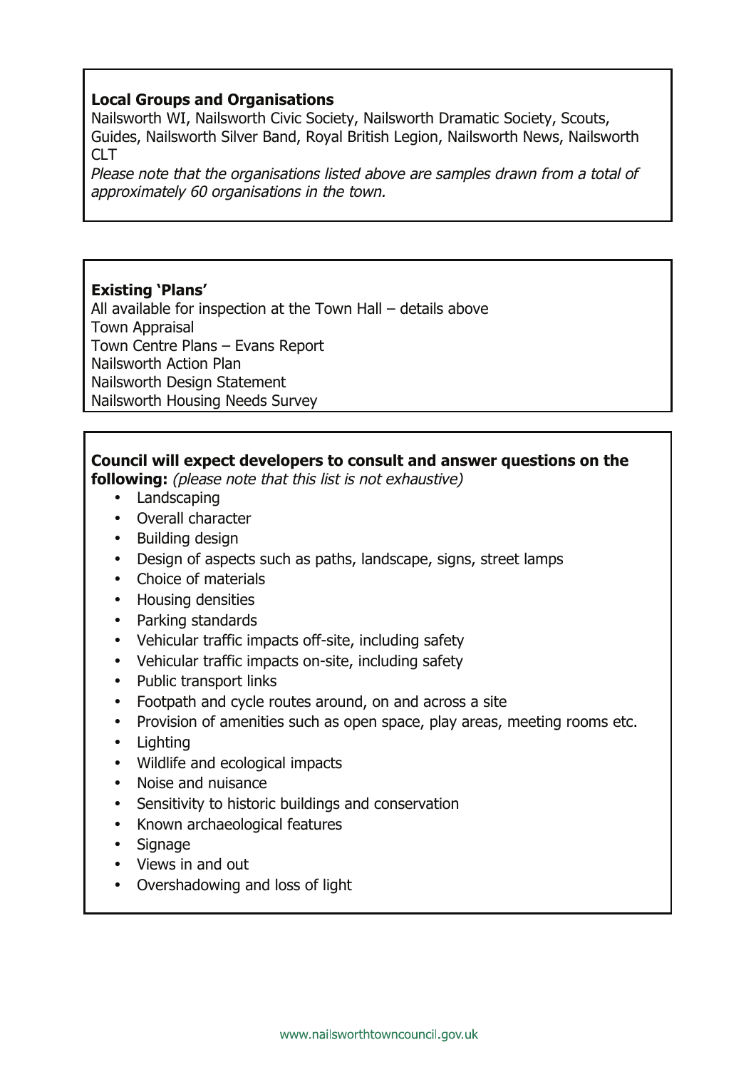**Local Groups and Organisations**

Nailsworth WI, Nailsworth Civic Society, Nailsworth Dramatic Society, Scouts, Guides, Nailsworth Silver Band, Royal British Legion, Nailsworth News, Nailsworth CLT

*Please note that the organisations listed above are samples drawn from a total of approximately 60 organisations in the town.*

**Existing 'Plans'**

All available for inspection at the Town Hall – details above
Town Appraisal
Town Centre Plans – Evans Report
Nailsworth Action Plan
Nailsworth Design Statement
Nailsworth Housing Needs Survey

**Council will expect developers to consult and answer questions on the following:** *(please note that this list is not exhaustive)*

- Landscaping
- Overall character
- Building design
- Design of aspects such as paths, landscape, signs, street lamps
- Choice of materials
- Housing densities
- Parking standards
- Vehicular traffic impacts off-site, including safety
- Vehicular traffic impacts on-site, including safety
- Public transport links
- Footpath and cycle routes around, on and across a site
- Provision of amenities such as open space, play areas, meeting rooms etc.
- Lighting
- Wildlife and ecological impacts
- Noise and nuisance
- Sensitivity to historic buildings and conservation
- Known archaeological features
- Signage
- Views in and out
- Overshadowing and loss of light